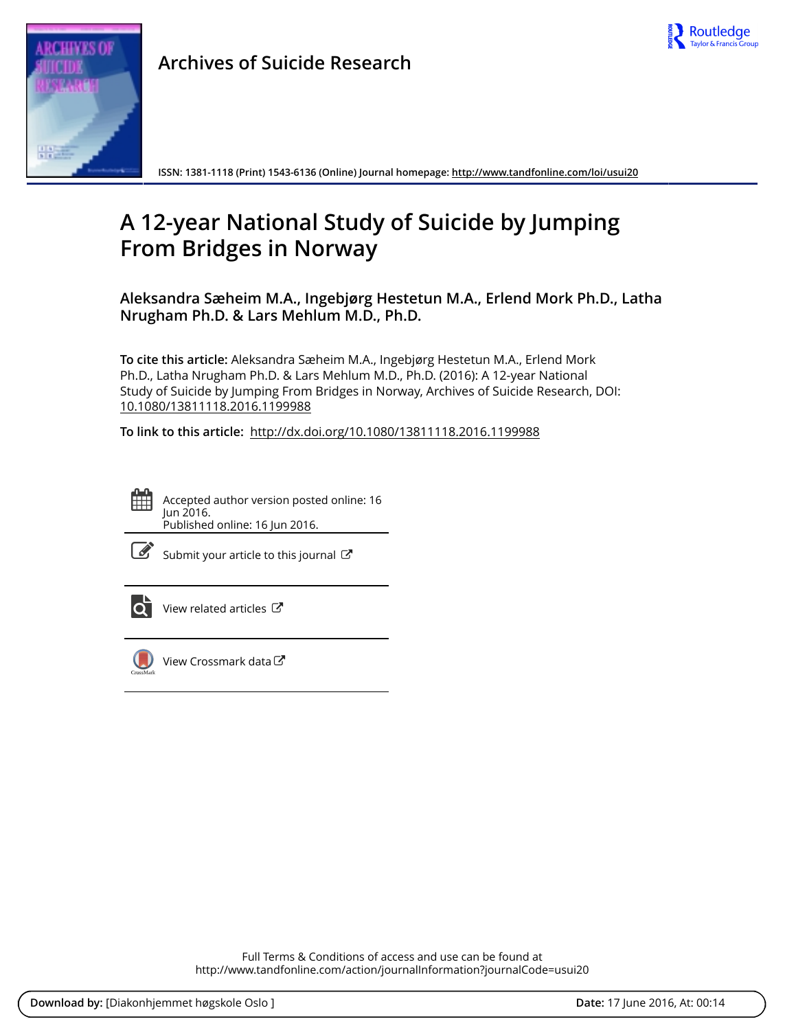# Archives of Suicide Research

ISSN: 1381-1118 (Print) 1543-6136 (Online) Journal homepage: http://www.tandfonline.com/loi/usui20

# A 12-year National Study of Suicide by Jumping From Bridges in Norway

**Aleksandra Sæheim M.A., Ingebjørg Hestetun M.A., Erlend Mork Ph.D., Latha Nrugham Ph.D. & Lars Mehlum M.D., Ph.D.**

**To cite this article:** Aleksandra Sæheim M.A., Ingebjørg Hestetun M.A., Erlend Mork Ph.D., Latha Nrugham Ph.D. & Lars Mehlum M.D., Ph.D. (2016): A 12-year National Study of Suicide by Jumping From Bridges in Norway, Archives of Suicide Research, DOI: 10.1080/13811118.2016.1199988

**To link to this article:** http://dx.doi.org/10.1080/13811118.2016.1199988

Accepted author version posted online: 16 Jun 2016.
Published online: 16 Jun 2016.

Submit your article to this journal

View related articles

View Crossmark data

Full Terms & Conditions of access and use can be found at
http://www.tandfonline.com/action/journalInformation?journalCode=usui20

**Download by:** [Diakonhjemmet høgskole Oslo ] **Date:** 17 June 2016, At: 00:14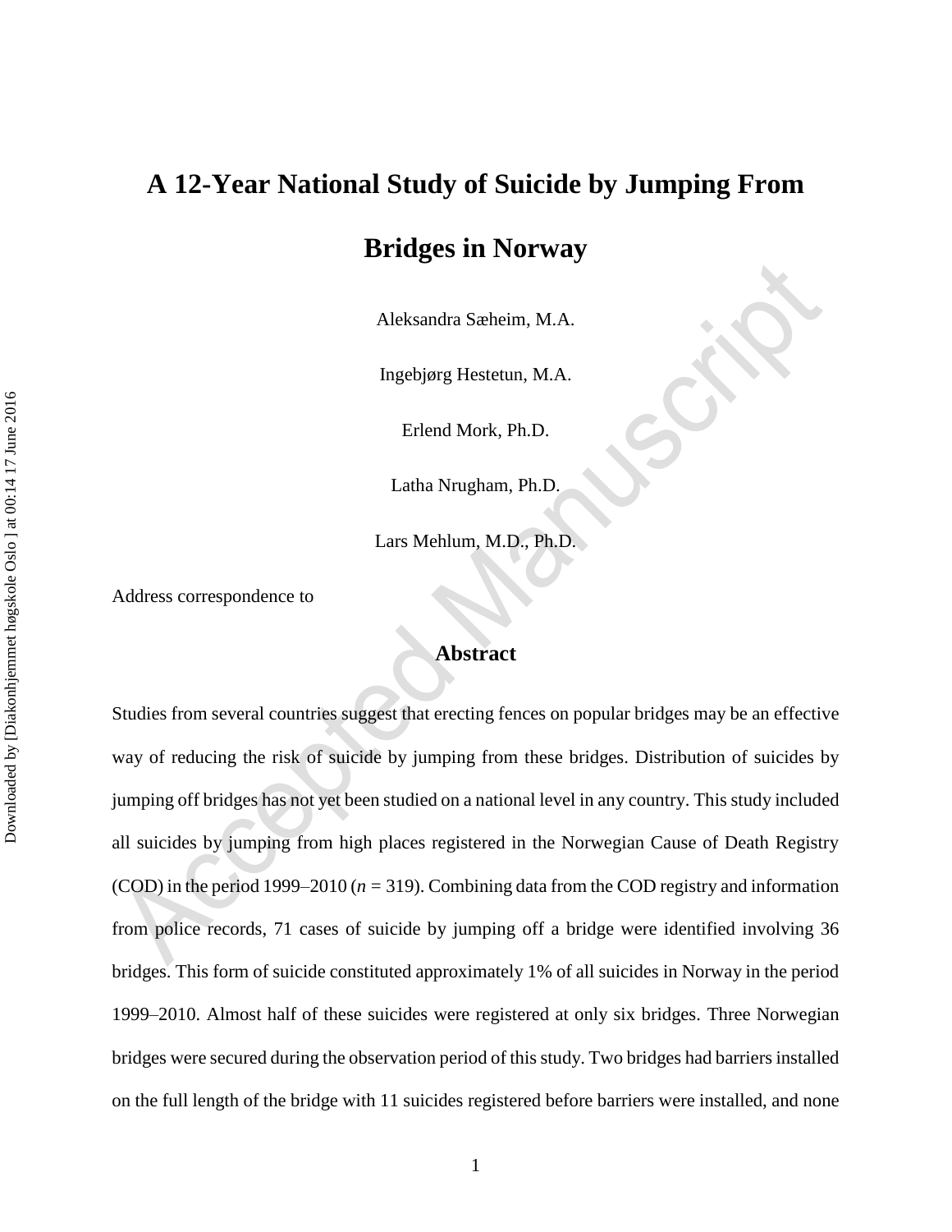# A 12-Year National Study of Suicide by Jumping From Bridges in Norway

Aleksandra Sæheim, M.A.

Ingebjørg Hestetun, M.A.

Erlend Mork, Ph.D.

Latha Nrugham, Ph.D.

Lars Mehlum, M.D., Ph.D.

Address correspondence to

## Abstract

Studies from several countries suggest that erecting fences on popular bridges may be an effective way of reducing the risk of suicide by jumping from these bridges. Distribution of suicides by jumping off bridges has not yet been studied on a national level in any country. This study included all suicides by jumping from high places registered in the Norwegian Cause of Death Registry (COD) in the period 1999–2010 ($n$ = 319). Combining data from the COD registry and information from police records, 71 cases of suicide by jumping off a bridge were identified involving 36 bridges. This form of suicide constituted approximately 1% of all suicides in Norway in the period 1999–2010. Almost half of these suicides were registered at only six bridges. Three Norwegian bridges were secured during the observation period of this study. Two bridges had barriers installed on the full length of the bridge with 11 suicides registered before barriers were installed, and none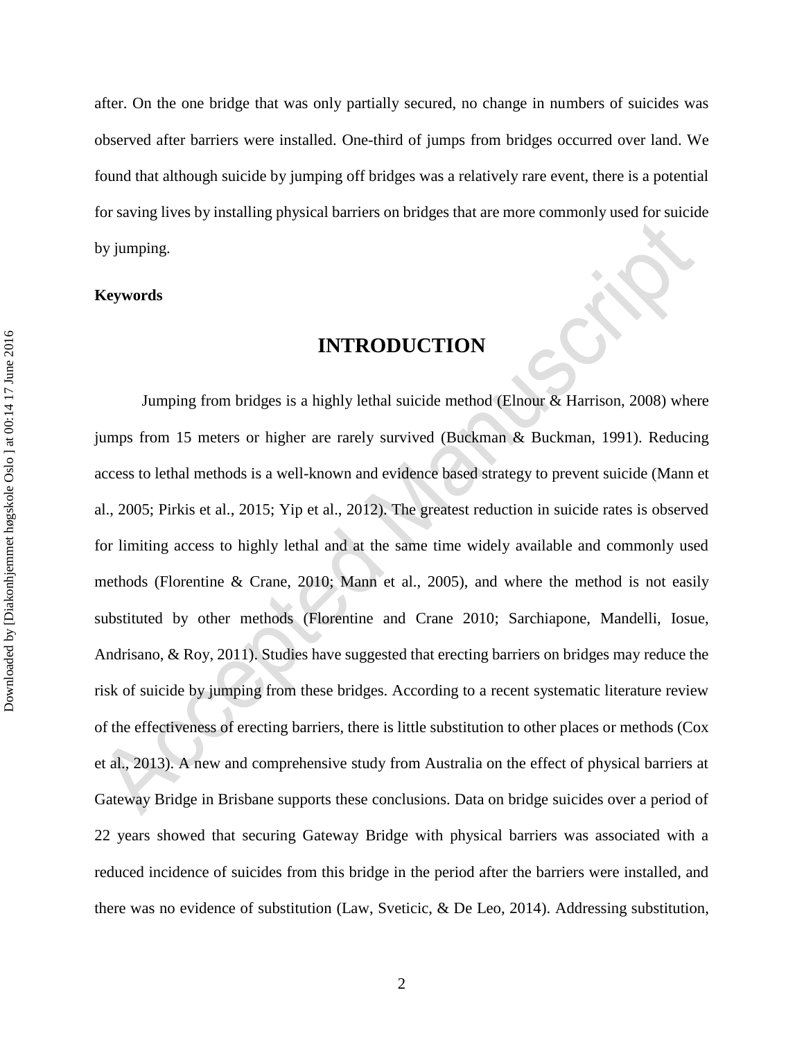after. On the one bridge that was only partially secured, no change in numbers of suicides was observed after barriers were installed. One-third of jumps from bridges occurred over land. We found that although suicide by jumping off bridges was a relatively rare event, there is a potential for saving lives by installing physical barriers on bridges that are more commonly used for suicide by jumping.

**Keywords**

# INTRODUCTION

Jumping from bridges is a highly lethal suicide method (Elnour & Harrison, 2008) where jumps from 15 meters or higher are rarely survived (Buckman & Buckman, 1991). Reducing access to lethal methods is a well-known and evidence based strategy to prevent suicide (Mann et al., 2005; Pirkis et al., 2015; Yip et al., 2012). The greatest reduction in suicide rates is observed for limiting access to highly lethal and at the same time widely available and commonly used methods (Florentine & Crane, 2010; Mann et al., 2005), and where the method is not easily substituted by other methods (Florentine and Crane 2010; Sarchiapone, Mandelli, Iosue, Andrisano, & Roy, 2011). Studies have suggested that erecting barriers on bridges may reduce the risk of suicide by jumping from these bridges. According to a recent systematic literature review of the effectiveness of erecting barriers, there is little substitution to other places or methods (Cox et al., 2013). A new and comprehensive study from Australia on the effect of physical barriers at Gateway Bridge in Brisbane supports these conclusions. Data on bridge suicides over a period of 22 years showed that securing Gateway Bridge with physical barriers was associated with a reduced incidence of suicides from this bridge in the period after the barriers were installed, and there was no evidence of substitution (Law, Sveticic, & De Leo, 2014). Addressing substitution,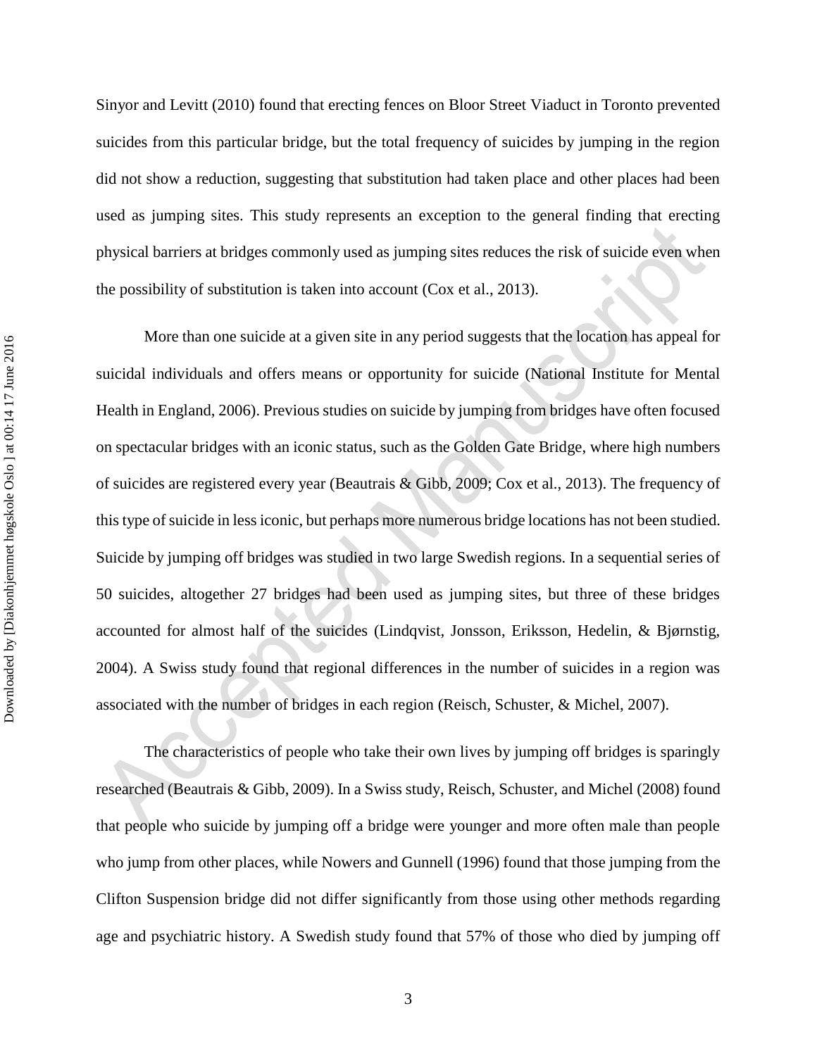Sinyor and Levitt (2010) found that erecting fences on Bloor Street Viaduct in Toronto prevented suicides from this particular bridge, but the total frequency of suicides by jumping in the region did not show a reduction, suggesting that substitution had taken place and other places had been used as jumping sites. This study represents an exception to the general finding that erecting physical barriers at bridges commonly used as jumping sites reduces the risk of suicide even when the possibility of substitution is taken into account (Cox et al., 2013).

More than one suicide at a given site in any period suggests that the location has appeal for suicidal individuals and offers means or opportunity for suicide (National Institute for Mental Health in England, 2006). Previous studies on suicide by jumping from bridges have often focused on spectacular bridges with an iconic status, such as the Golden Gate Bridge, where high numbers of suicides are registered every year (Beautrais & Gibb, 2009; Cox et al., 2013). The frequency of this type of suicide in less iconic, but perhaps more numerous bridge locations has not been studied. Suicide by jumping off bridges was studied in two large Swedish regions. In a sequential series of 50 suicides, altogether 27 bridges had been used as jumping sites, but three of these bridges accounted for almost half of the suicides (Lindqvist, Jonsson, Eriksson, Hedelin, & Bjørnstig, 2004). A Swiss study found that regional differences in the number of suicides in a region was associated with the number of bridges in each region (Reisch, Schuster, & Michel, 2007).

The characteristics of people who take their own lives by jumping off bridges is sparingly researched (Beautrais & Gibb, 2009). In a Swiss study, Reisch, Schuster, and Michel (2008) found that people who suicide by jumping off a bridge were younger and more often male than people who jump from other places, while Nowers and Gunnell (1996) found that those jumping from the Clifton Suspension bridge did not differ significantly from those using other methods regarding age and psychiatric history. A Swedish study found that 57% of those who died by jumping off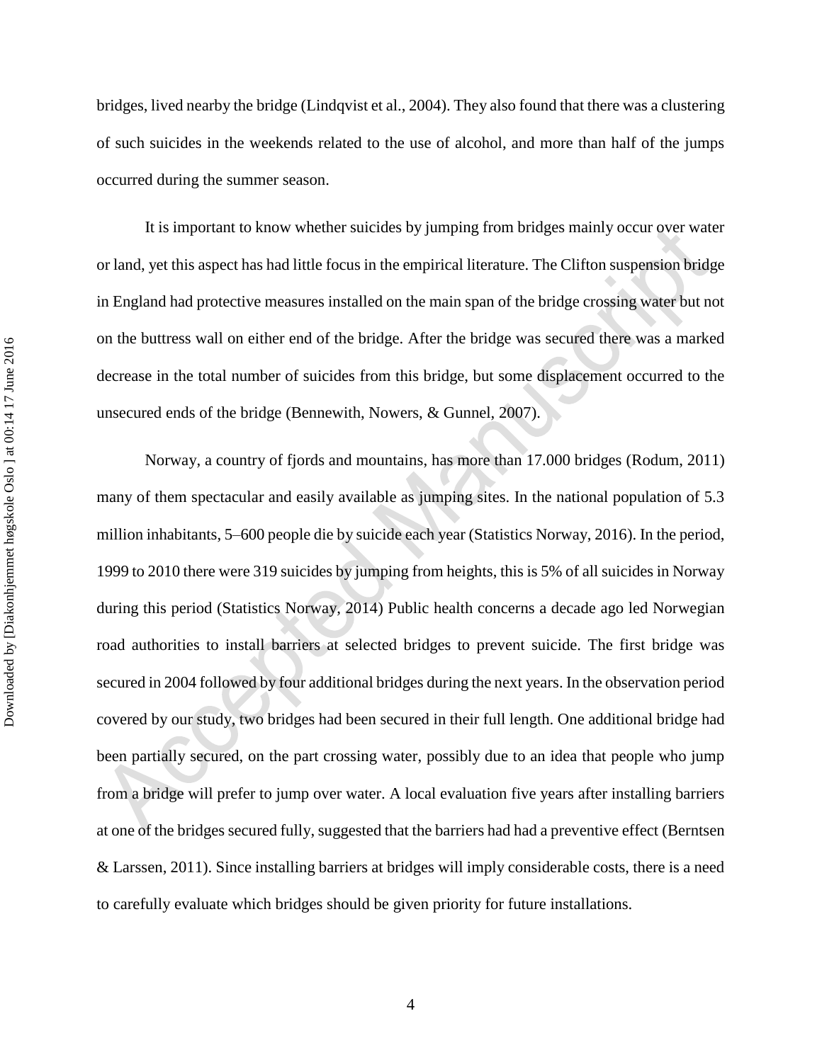bridges, lived nearby the bridge (Lindqvist et al., 2004). They also found that there was a clustering of such suicides in the weekends related to the use of alcohol, and more than half of the jumps occurred during the summer season.

It is important to know whether suicides by jumping from bridges mainly occur over water or land, yet this aspect has had little focus in the empirical literature. The Clifton suspension bridge in England had protective measures installed on the main span of the bridge crossing water but not on the buttress wall on either end of the bridge. After the bridge was secured there was a marked decrease in the total number of suicides from this bridge, but some displacement occurred to the unsecured ends of the bridge (Bennewith, Nowers, & Gunnel, 2007).

Norway, a country of fjords and mountains, has more than 17.000 bridges (Rodum, 2011) many of them spectacular and easily available as jumping sites. In the national population of 5.3 million inhabitants, 5–600 people die by suicide each year (Statistics Norway, 2016). In the period, 1999 to 2010 there were 319 suicides by jumping from heights, this is 5% of all suicides in Norway during this period (Statistics Norway, 2014) Public health concerns a decade ago led Norwegian road authorities to install barriers at selected bridges to prevent suicide. The first bridge was secured in 2004 followed by four additional bridges during the next years. In the observation period covered by our study, two bridges had been secured in their full length. One additional bridge had been partially secured, on the part crossing water, possibly due to an idea that people who jump from a bridge will prefer to jump over water. A local evaluation five years after installing barriers at one of the bridges secured fully, suggested that the barriers had had a preventive effect (Berntsen & Larssen, 2011). Since installing barriers at bridges will imply considerable costs, there is a need to carefully evaluate which bridges should be given priority for future installations.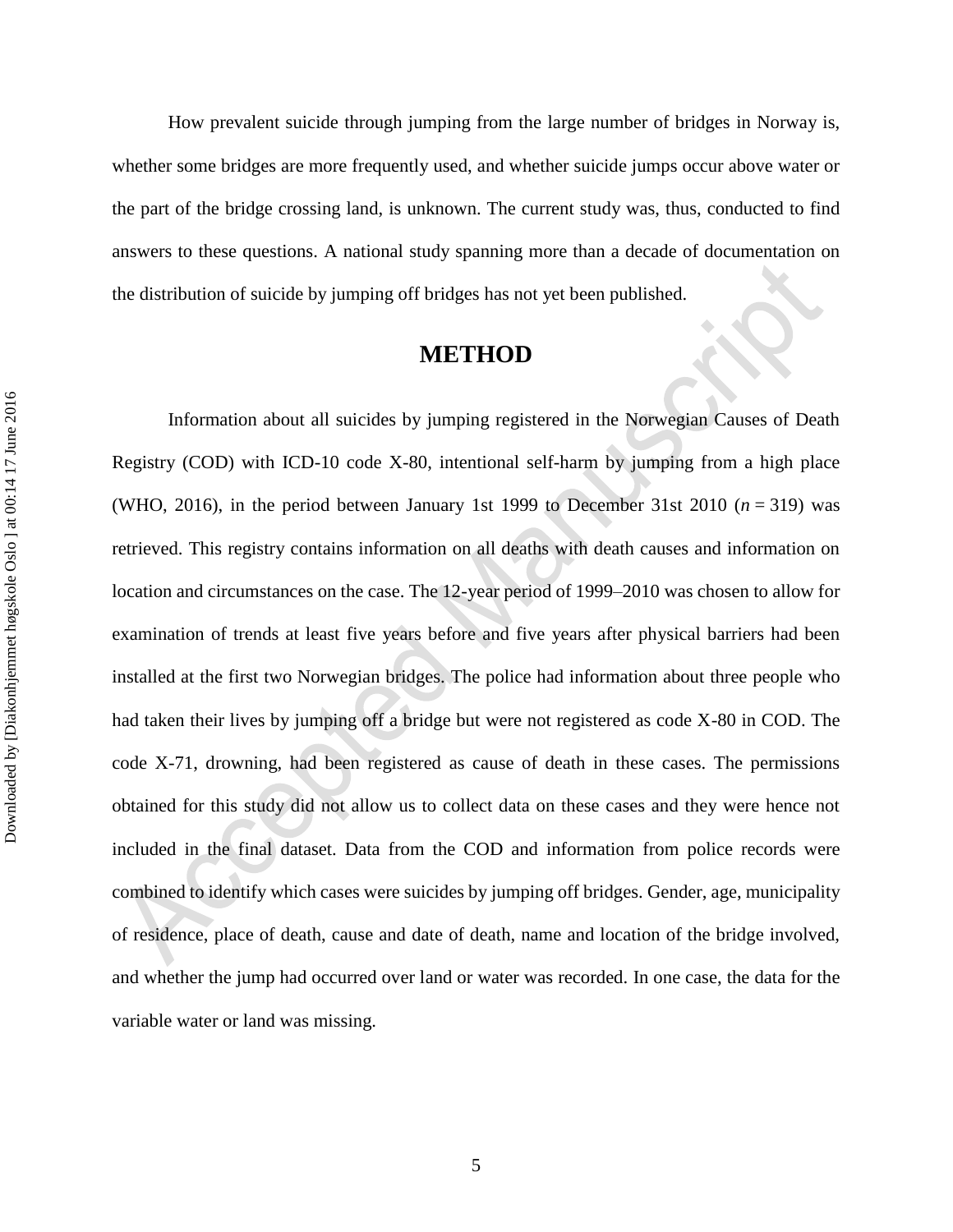How prevalent suicide through jumping from the large number of bridges in Norway is, whether some bridges are more frequently used, and whether suicide jumps occur above water or the part of the bridge crossing land, is unknown. The current study was, thus, conducted to find answers to these questions. A national study spanning more than a decade of documentation on the distribution of suicide by jumping off bridges has not yet been published.

## METHOD

Information about all suicides by jumping registered in the Norwegian Causes of Death Registry (COD) with ICD-10 code X-80, intentional self-harm by jumping from a high place (WHO, 2016), in the period between January 1st 1999 to December 31st 2010 (*n* = 319) was retrieved. This registry contains information on all deaths with death causes and information on location and circumstances on the case. The 12-year period of 1999–2010 was chosen to allow for examination of trends at least five years before and five years after physical barriers had been installed at the first two Norwegian bridges. The police had information about three people who had taken their lives by jumping off a bridge but were not registered as code X-80 in COD. The code X-71, drowning, had been registered as cause of death in these cases. The permissions obtained for this study did not allow us to collect data on these cases and they were hence not included in the final dataset. Data from the COD and information from police records were combined to identify which cases were suicides by jumping off bridges. Gender, age, municipality of residence, place of death, cause and date of death, name and location of the bridge involved, and whether the jump had occurred over land or water was recorded. In one case, the data for the variable water or land was missing.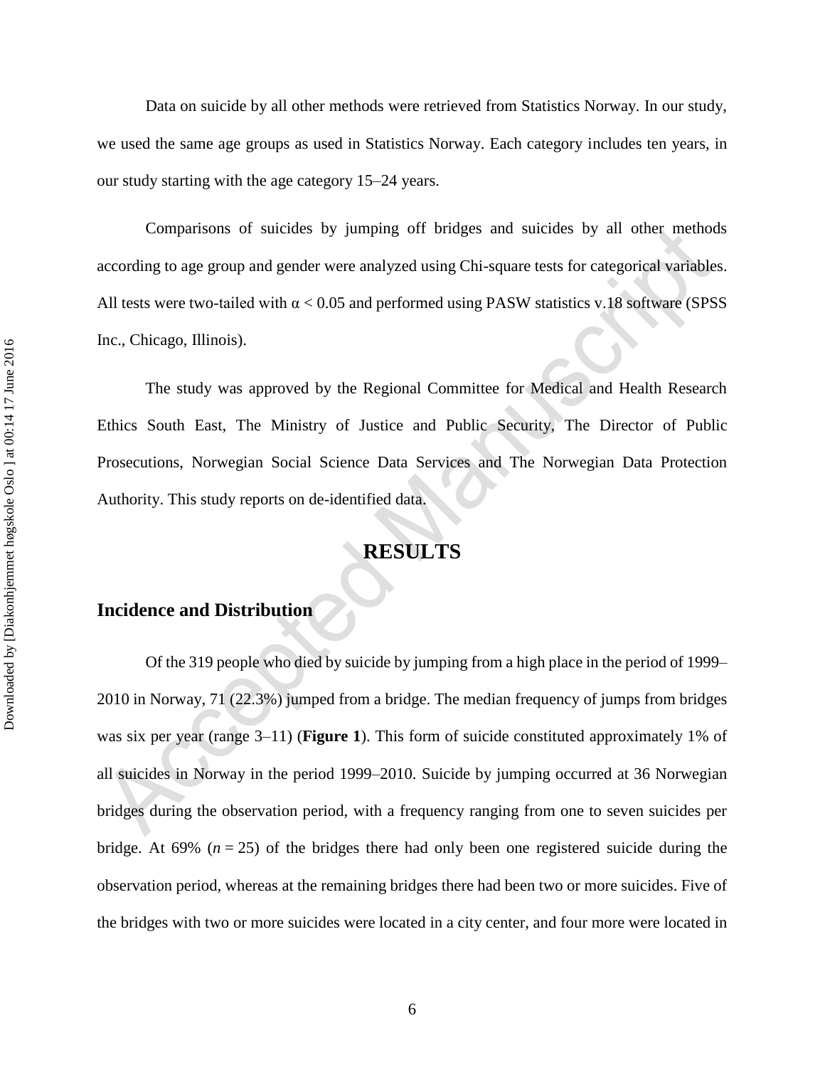Data on suicide by all other methods were retrieved from Statistics Norway. In our study, we used the same age groups as used in Statistics Norway. Each category includes ten years, in our study starting with the age category 15–24 years.

Comparisons of suicides by jumping off bridges and suicides by all other methods according to age group and gender were analyzed using Chi-square tests for categorical variables. All tests were two-tailed with $\alpha < 0.05$ and performed using PASW statistics v.18 software (SPSS Inc., Chicago, Illinois).

The study was approved by the Regional Committee for Medical and Health Research Ethics South East, The Ministry of Justice and Public Security, The Director of Public Prosecutions, Norwegian Social Science Data Services and The Norwegian Data Protection Authority. This study reports on de-identified data.

# RESULTS

## Incidence and Distribution

Of the 319 people who died by suicide by jumping from a high place in the period of 1999–2010 in Norway, 71 (22.3%) jumped from a bridge. The median frequency of jumps from bridges was six per year (range 3–11) (**Figure 1**). This form of suicide constituted approximately 1% of all suicides in Norway in the period 1999–2010. Suicide by jumping occurred at 36 Norwegian bridges during the observation period, with a frequency ranging from one to seven suicides per bridge. At 69% ($n = 25$) of the bridges there had only been one registered suicide during the observation period, whereas at the remaining bridges there had been two or more suicides. Five of the bridges with two or more suicides were located in a city center, and four more were located in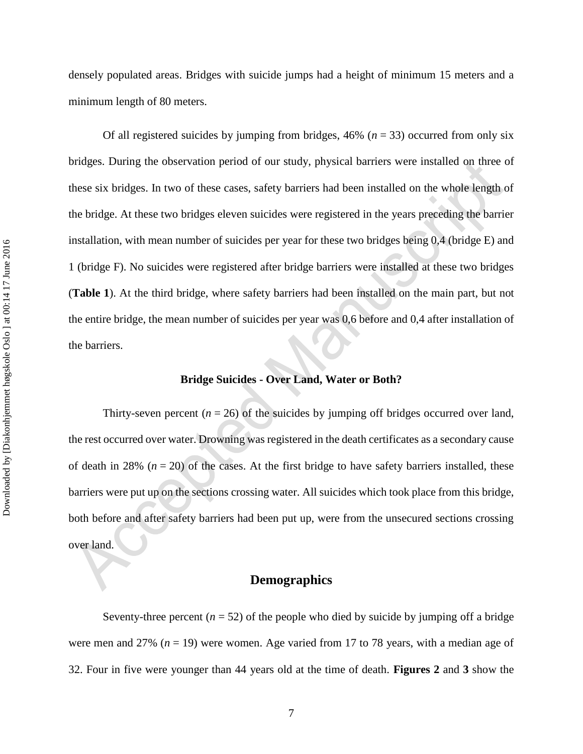densely populated areas. Bridges with suicide jumps had a height of minimum 15 meters and a minimum length of 80 meters.

Of all registered suicides by jumping from bridges, 46% (*n* = 33) occurred from only six bridges. During the observation period of our study, physical barriers were installed on three of these six bridges. In two of these cases, safety barriers had been installed on the whole length of the bridge. At these two bridges eleven suicides were registered in the years preceding the barrier installation, with mean number of suicides per year for these two bridges being 0,4 (bridge E) and 1 (bridge F). No suicides were registered after bridge barriers were installed at these two bridges (**Table 1**). At the third bridge, where safety barriers had been installed on the main part, but not the entire bridge, the mean number of suicides per year was 0,6 before and 0,4 after installation of the barriers.

### Bridge Suicides - Over Land, Water or Both?

Thirty-seven percent (*n* = 26) of the suicides by jumping off bridges occurred over land, the rest occurred over water. Drowning was registered in the death certificates as a secondary cause of death in 28% (*n* = 20) of the cases. At the first bridge to have safety barriers installed, these barriers were put up on the sections crossing water. All suicides which took place from this bridge, both before and after safety barriers had been put up, were from the unsecured sections crossing over land.

## Demographics

Seventy-three percent (*n* = 52) of the people who died by suicide by jumping off a bridge were men and 27% (*n* = 19) were women. Age varied from 17 to 78 years, with a median age of 32. Four in five were younger than 44 years old at the time of death. **Figures 2** and **3** show the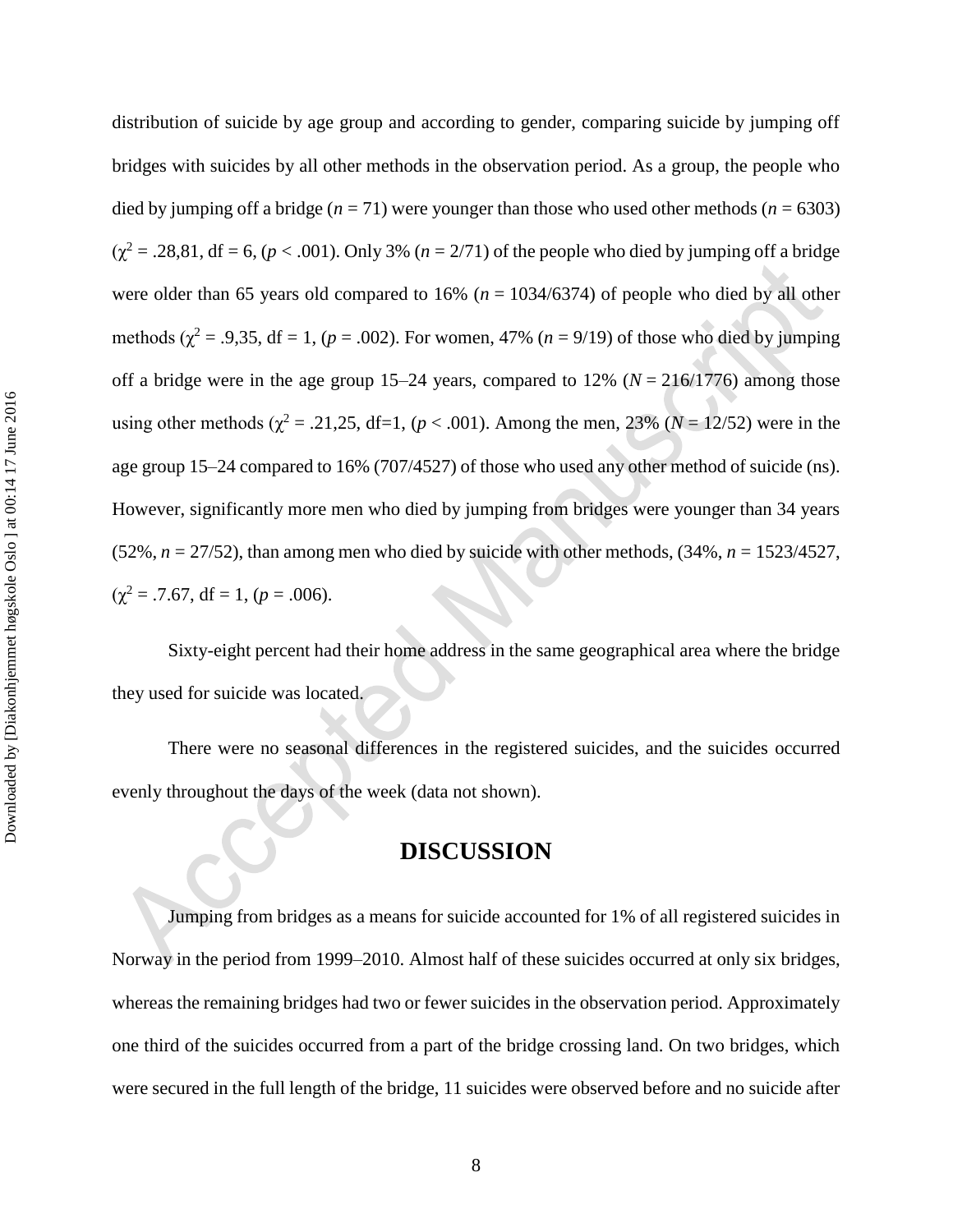distribution of suicide by age group and according to gender, comparing suicide by jumping off bridges with suicides by all other methods in the observation period. As a group, the people who died by jumping off a bridge ($n$ = 71) were younger than those who used other methods ($n$ = 6303) ($\chi^2$ = .28,81, df = 6, ($p$ < .001). Only 3% ($n$ = 2/71) of the people who died by jumping off a bridge were older than 65 years old compared to 16% ($n$ = 1034/6374) of people who died by all other methods ($\chi^2$ = .9,35, df = 1, ($p$ = .002). For women, 47% ($n$ = 9/19) of those who died by jumping off a bridge were in the age group 15–24 years, compared to 12% ($N$ = 216/1776) among those using other methods ($\chi^2$ = .21,25, df=1, ($p$ < .001). Among the men, 23% ($N$ = 12/52) were in the age group 15–24 compared to 16% (707/4527) of those who used any other method of suicide (ns). However, significantly more men who died by jumping from bridges were younger than 34 years (52%, $n$ = 27/52), than among men who died by suicide with other methods, (34%, $n$ = 1523/4527, ($\chi^2$ = .7.67, df = 1, ($p$ = .006).

Sixty-eight percent had their home address in the same geographical area where the bridge they used for suicide was located.

There were no seasonal differences in the registered suicides, and the suicides occurred evenly throughout the days of the week (data not shown).

## DISCUSSION

Jumping from bridges as a means for suicide accounted for 1% of all registered suicides in Norway in the period from 1999–2010. Almost half of these suicides occurred at only six bridges, whereas the remaining bridges had two or fewer suicides in the observation period. Approximately one third of the suicides occurred from a part of the bridge crossing land. On two bridges, which were secured in the full length of the bridge, 11 suicides were observed before and no suicide after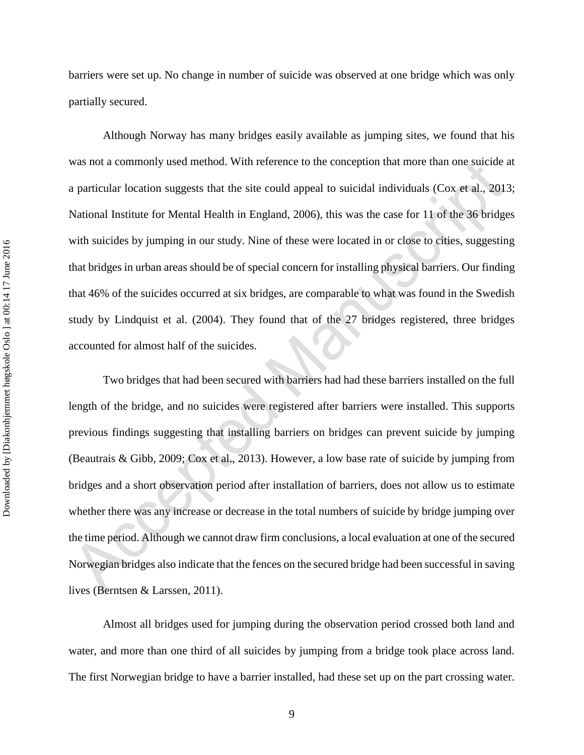barriers were set up. No change in number of suicide was observed at one bridge which was only partially secured.

Although Norway has many bridges easily available as jumping sites, we found that his was not a commonly used method. With reference to the conception that more than one suicide at a particular location suggests that the site could appeal to suicidal individuals (Cox et al., 2013; National Institute for Mental Health in England, 2006), this was the case for 11 of the 36 bridges with suicides by jumping in our study. Nine of these were located in or close to cities, suggesting that bridges in urban areas should be of special concern for installing physical barriers. Our finding that 46% of the suicides occurred at six bridges, are comparable to what was found in the Swedish study by Lindquist et al. (2004). They found that of the 27 bridges registered, three bridges accounted for almost half of the suicides.

Two bridges that had been secured with barriers had had these barriers installed on the full length of the bridge, and no suicides were registered after barriers were installed. This supports previous findings suggesting that installing barriers on bridges can prevent suicide by jumping (Beautrais & Gibb, 2009; Cox et al., 2013). However, a low base rate of suicide by jumping from bridges and a short observation period after installation of barriers, does not allow us to estimate whether there was any increase or decrease in the total numbers of suicide by bridge jumping over the time period. Although we cannot draw firm conclusions, a local evaluation at one of the secured Norwegian bridges also indicate that the fences on the secured bridge had been successful in saving lives (Berntsen & Larssen, 2011).

Almost all bridges used for jumping during the observation period crossed both land and water, and more than one third of all suicides by jumping from a bridge took place across land. The first Norwegian bridge to have a barrier installed, had these set up on the part crossing water.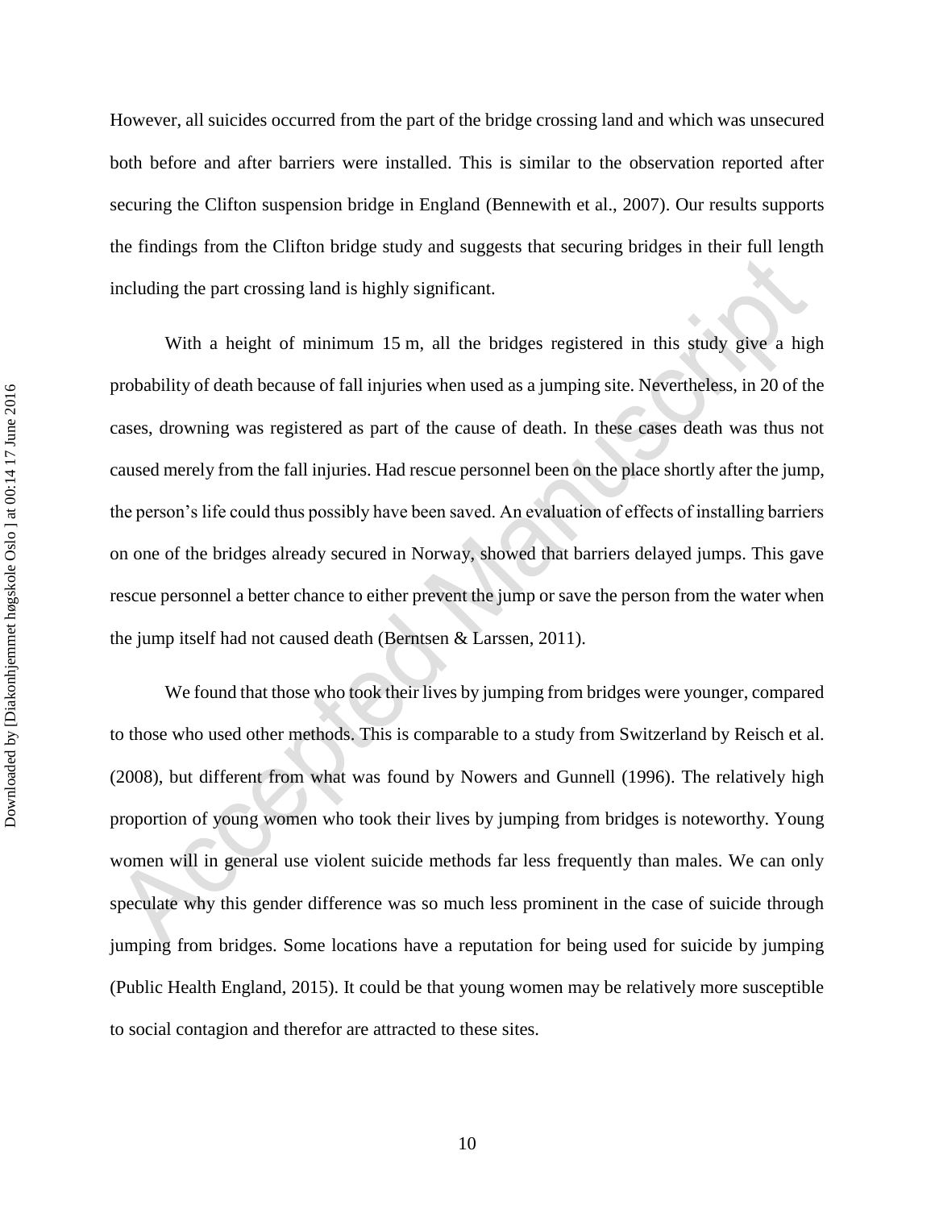However, all suicides occurred from the part of the bridge crossing land and which was unsecured both before and after barriers were installed. This is similar to the observation reported after securing the Clifton suspension bridge in England (Bennewith et al., 2007). Our results supports the findings from the Clifton bridge study and suggests that securing bridges in their full length including the part crossing land is highly significant.

With a height of minimum 15 m, all the bridges registered in this study give a high probability of death because of fall injuries when used as a jumping site. Nevertheless, in 20 of the cases, drowning was registered as part of the cause of death. In these cases death was thus not caused merely from the fall injuries. Had rescue personnel been on the place shortly after the jump, the person's life could thus possibly have been saved. An evaluation of effects of installing barriers on one of the bridges already secured in Norway, showed that barriers delayed jumps. This gave rescue personnel a better chance to either prevent the jump or save the person from the water when the jump itself had not caused death (Berntsen & Larssen, 2011).

We found that those who took their lives by jumping from bridges were younger, compared to those who used other methods. This is comparable to a study from Switzerland by Reisch et al. (2008), but different from what was found by Nowers and Gunnell (1996). The relatively high proportion of young women who took their lives by jumping from bridges is noteworthy. Young women will in general use violent suicide methods far less frequently than males. We can only speculate why this gender difference was so much less prominent in the case of suicide through jumping from bridges. Some locations have a reputation for being used for suicide by jumping (Public Health England, 2015). It could be that young women may be relatively more susceptible to social contagion and therefor are attracted to these sites.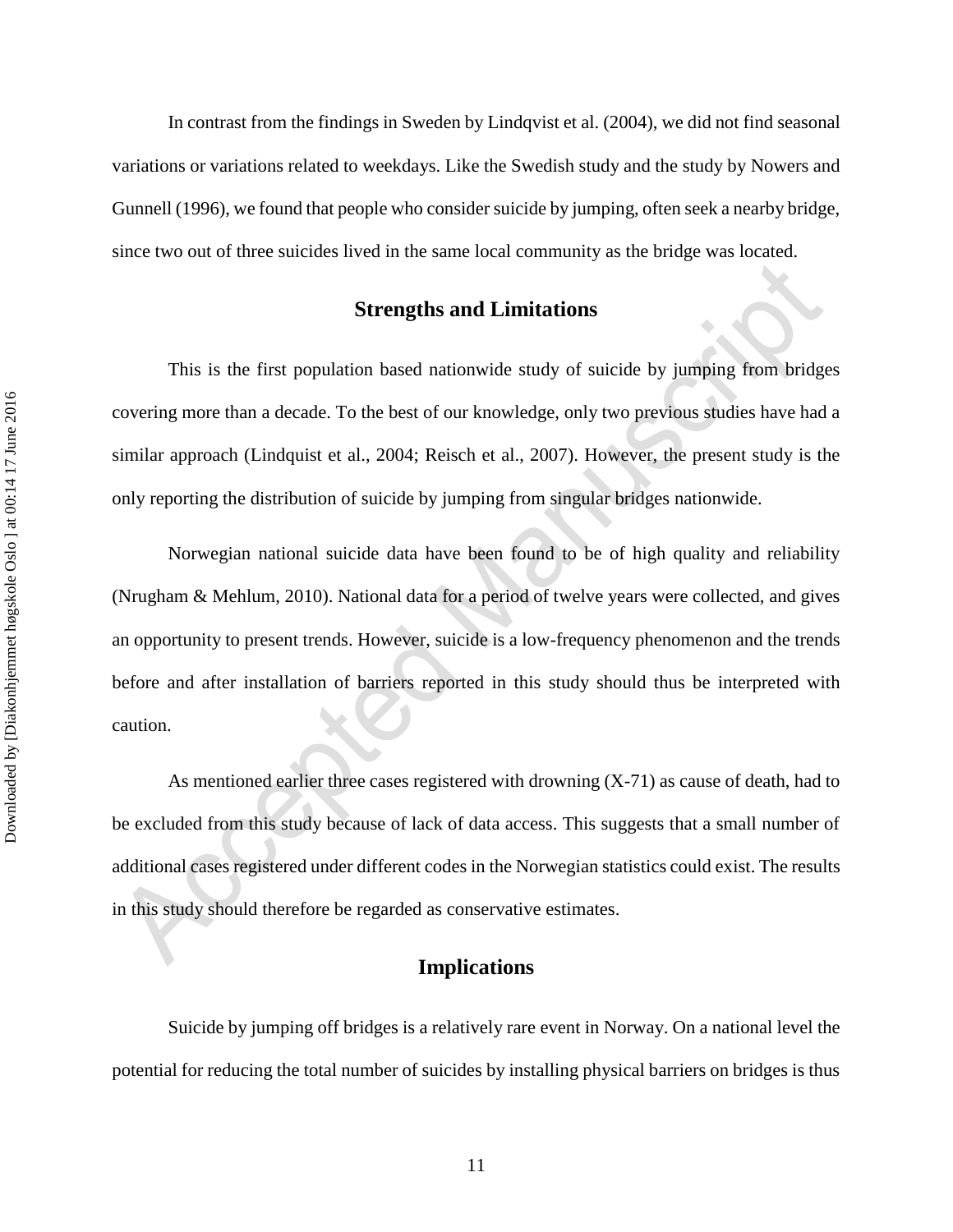In contrast from the findings in Sweden by Lindqvist et al. (2004), we did not find seasonal variations or variations related to weekdays. Like the Swedish study and the study by Nowers and Gunnell (1996), we found that people who consider suicide by jumping, often seek a nearby bridge, since two out of three suicides lived in the same local community as the bridge was located.

## Strengths and Limitations

This is the first population based nationwide study of suicide by jumping from bridges covering more than a decade. To the best of our knowledge, only two previous studies have had a similar approach (Lindquist et al., 2004; Reisch et al., 2007). However, the present study is the only reporting the distribution of suicide by jumping from singular bridges nationwide.

Norwegian national suicide data have been found to be of high quality and reliability (Nrugham & Mehlum, 2010). National data for a period of twelve years were collected, and gives an opportunity to present trends. However, suicide is a low-frequency phenomenon and the trends before and after installation of barriers reported in this study should thus be interpreted with caution.

As mentioned earlier three cases registered with drowning (X-71) as cause of death, had to be excluded from this study because of lack of data access. This suggests that a small number of additional cases registered under different codes in the Norwegian statistics could exist. The results in this study should therefore be regarded as conservative estimates.

## Implications

Suicide by jumping off bridges is a relatively rare event in Norway. On a national level the potential for reducing the total number of suicides by installing physical barriers on bridges is thus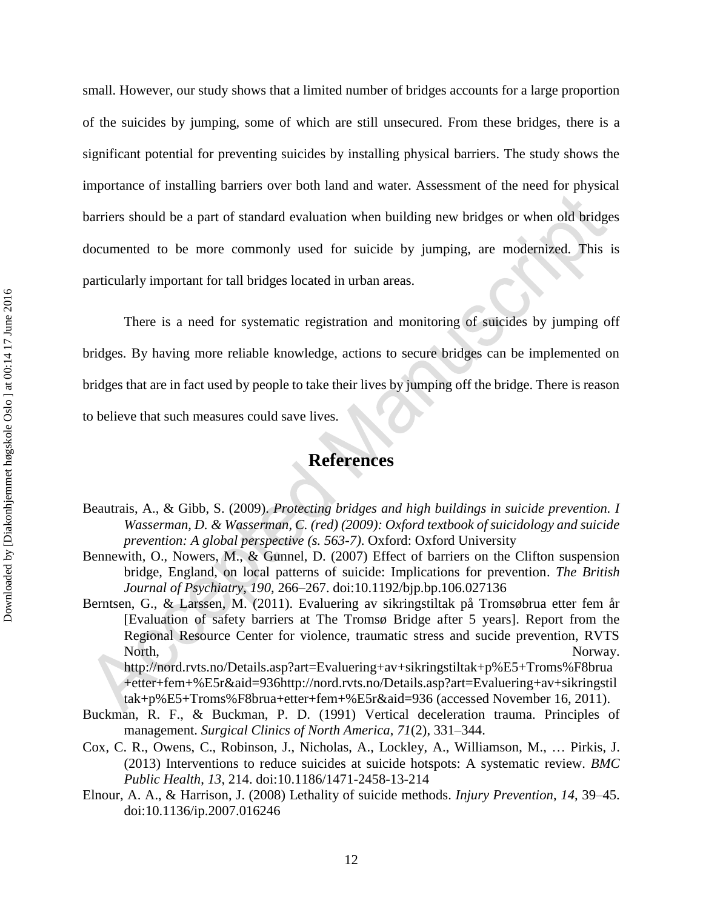small. However, our study shows that a limited number of bridges accounts for a large proportion of the suicides by jumping, some of which are still unsecured. From these bridges, there is a significant potential for preventing suicides by installing physical barriers. The study shows the importance of installing barriers over both land and water. Assessment of the need for physical barriers should be a part of standard evaluation when building new bridges or when old bridges documented to be more commonly used for suicide by jumping, are modernized. This is particularly important for tall bridges located in urban areas.

There is a need for systematic registration and monitoring of suicides by jumping off bridges. By having more reliable knowledge, actions to secure bridges can be implemented on bridges that are in fact used by people to take their lives by jumping off the bridge. There is reason to believe that such measures could save lives.

## References

Beautrais, A., & Gibb, S. (2009). *Protecting bridges and high buildings in suicide prevention. I Wasserman, D. & Wasserman, C. (red) (2009): Oxford textbook of suicidology and suicide prevention: A global perspective (s. 563-7).* Oxford: Oxford University

Bennewith, O., Nowers, M., & Gunnel, D. (2007) Effect of barriers on the Clifton suspension bridge, England, on local patterns of suicide: Implications for prevention. *The British Journal of Psychiatry*, *190*, 266–267. doi:10.1192/bjp.bp.106.027136

Berntsen, G., & Larssen, M. (2011). Evaluering av sikringstiltak på Tromsøbrua etter fem år [Evaluation of safety barriers at The Tromsø Bridge after 5 years]. Report from the Regional Resource Center for violence, traumatic stress and sucide prevention, RVTS North, Norway. http://nord.rvts.no/Details.asp?art=Evaluering+av+sikringstiltak+p%E5+Troms%F8brua+etter+fem+%E5r&aid=936http://nord.rvts.no/Details.asp?art=Evaluering+av+sikringstiltak+p%E5+Troms%F8brua+etter+fem+%E5r&aid=936 (accessed November 16, 2011).

Buckman, R. F., & Buckman, P. D. (1991) Vertical deceleration trauma. Principles of management. *Surgical Clinics of North America*, *71*(2), 331–344.

Cox, C. R., Owens, C., Robinson, J., Nicholas, A., Lockley, A., Williamson, M., … Pirkis, J. (2013) Interventions to reduce suicides at suicide hotspots: A systematic review. *BMC Public Health*, *13*, 214. doi:10.1186/1471-2458-13-214

Elnour, A. A., & Harrison, J. (2008) Lethality of suicide methods. *Injury Prevention*, *14*, 39–45. doi:10.1136/ip.2007.016246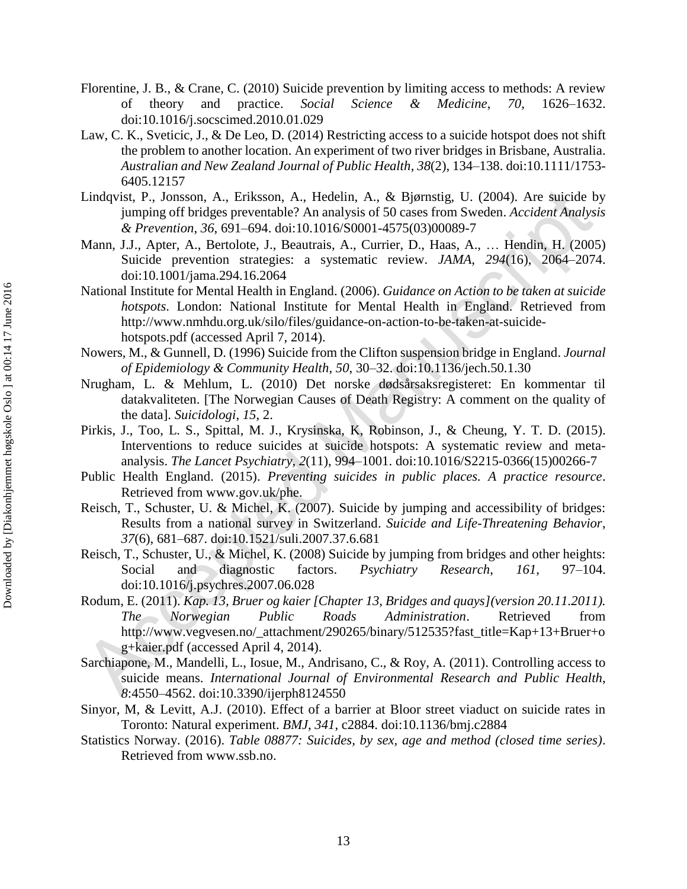Florentine, J. B., & Crane, C. (2010) Suicide prevention by limiting access to methods: A review of theory and practice. *Social Science & Medicine*, *70*, 1626–1632. doi:10.1016/j.socscimed.2010.01.029

Law, C. K., Sveticic, J., & De Leo, D. (2014) Restricting access to a suicide hotspot does not shift the problem to another location. An experiment of two river bridges in Brisbane, Australia. *Australian and New Zealand Journal of Public Health*, *38*(2), 134–138. doi:10.1111/1753-6405.12157

Lindqvist, P., Jonsson, A., Eriksson, A., Hedelin, A., & Bjørnstig, U. (2004). Are suicide by jumping off bridges preventable? An analysis of 50 cases from Sweden. *Accident Analysis & Prevention*, *36*, 691–694. doi:10.1016/S0001-4575(03)00089-7

Mann, J.J., Apter, A., Bertolote, J., Beautrais, A., Currier, D., Haas, A., … Hendin, H. (2005) Suicide prevention strategies: a systematic review. *JAMA*, *294*(16), 2064–2074. doi:10.1001/jama.294.16.2064

National Institute for Mental Health in England. (2006). *Guidance on Action to be taken at suicide hotspots*. London: National Institute for Mental Health in England. Retrieved from http://www.nmhdu.org.uk/silo/files/guidance-on-action-to-be-taken-at-suicide-hotspots.pdf (accessed April 7, 2014).

Nowers, M., & Gunnell, D. (1996) Suicide from the Clifton suspension bridge in England. *Journal of Epidemiology & Community Health*, *50*, 30–32. doi:10.1136/jech.50.1.30

Nrugham, L. & Mehlum, L. (2010) Det norske dødsårsaksregisteret: En kommentar til datakvaliteten. [The Norwegian Causes of Death Registry: A comment on the quality of the data]. *Suicidologi*, *15*, 2.

Pirkis, J., Too, L. S., Spittal, M. J., Krysinska, K, Robinson, J., & Cheung, Y. T. D. (2015). Interventions to reduce suicides at suicide hotspots: A systematic review and meta-analysis. *The Lancet Psychiatry*, *2*(11), 994–1001. doi:10.1016/S2215-0366(15)00266-7

Public Health England. (2015). *Preventing suicides in public places. A practice resource*. Retrieved from www.gov.uk/phe.

Reisch, T., Schuster, U. & Michel, K. (2007). Suicide by jumping and accessibility of bridges: Results from a national survey in Switzerland. *Suicide and Life-Threatening Behavior*, *37*(6), 681–687. doi:10.1521/suli.2007.37.6.681

Reisch, T., Schuster, U., & Michel, K. (2008) Suicide by jumping from bridges and other heights: Social and diagnostic factors. *Psychiatry Research*, *161*, 97–104. doi:10.1016/j.psychres.2007.06.028

Rodum, E. (2011). *Kap. 13, Bruer og kaier [Chapter 13, Bridges and quays](version 20.11.2011). The Norwegian Public Roads Administration*. Retrieved from http://www.vegvesen.no/_attachment/290265/binary/512535?fast_title=Kap+13+Bruer+og+kaier.pdf (accessed April 4, 2014).

Sarchiapone, M., Mandelli, L., Iosue, M., Andrisano, C., & Roy, A. (2011). Controlling access to suicide means. *International Journal of Environmental Research and Public Health*, *8*:4550–4562. doi:10.3390/ijerph8124550

Sinyor, M, & Levitt, A.J. (2010). Effect of a barrier at Bloor street viaduct on suicide rates in Toronto: Natural experiment. *BMJ*, *341*, c2884. doi:10.1136/bmj.c2884

Statistics Norway. (2016). *Table 08877: Suicides, by sex, age and method (closed time series)*. Retrieved from www.ssb.no.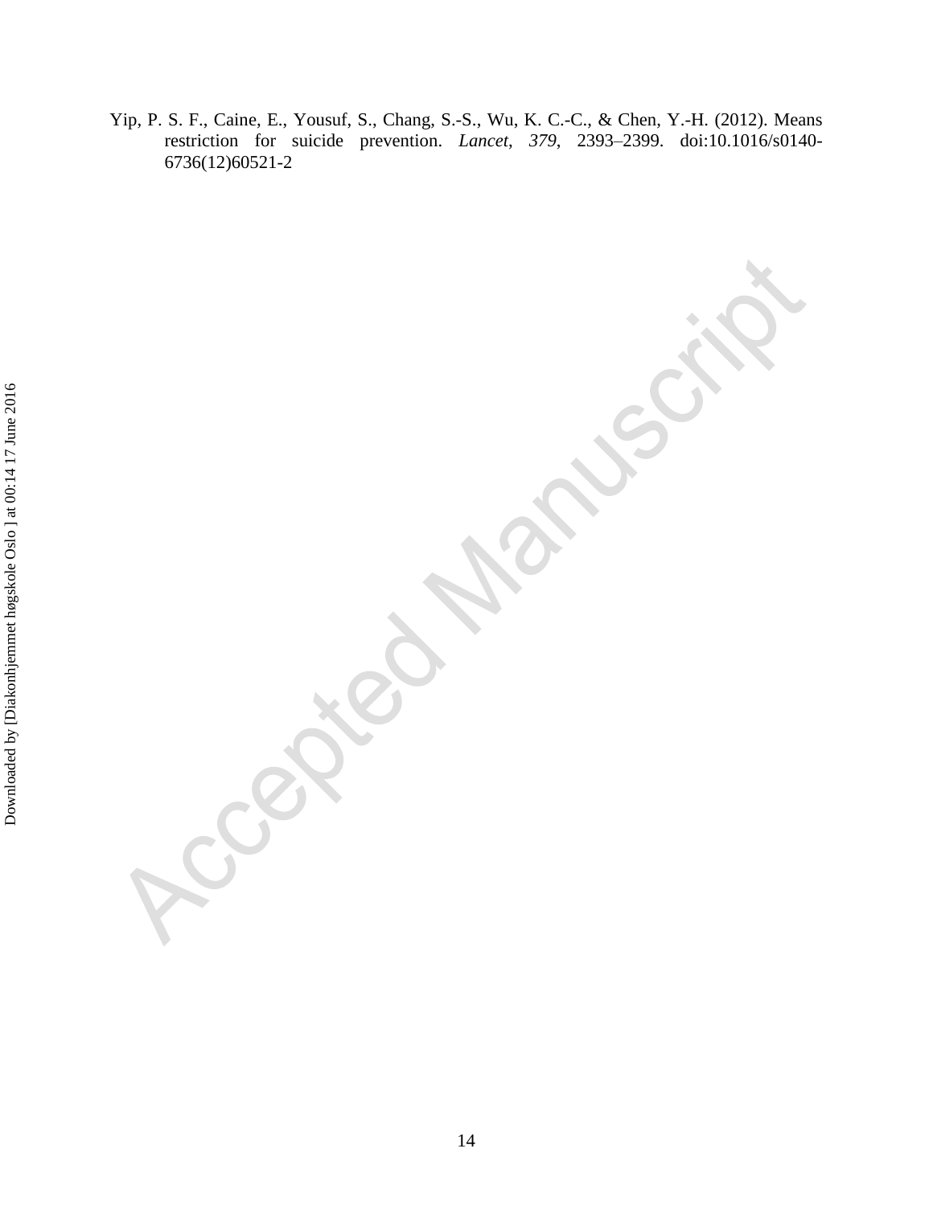Yip, P. S. F., Caine, E., Yousuf, S., Chang, S.-S., Wu, K. C.-C., & Chen, Y.-H. (2012). Means restriction for suicide prevention. *Lancet*, *379*, 2393–2399. doi:10.1016/s0140-6736(12)60521-2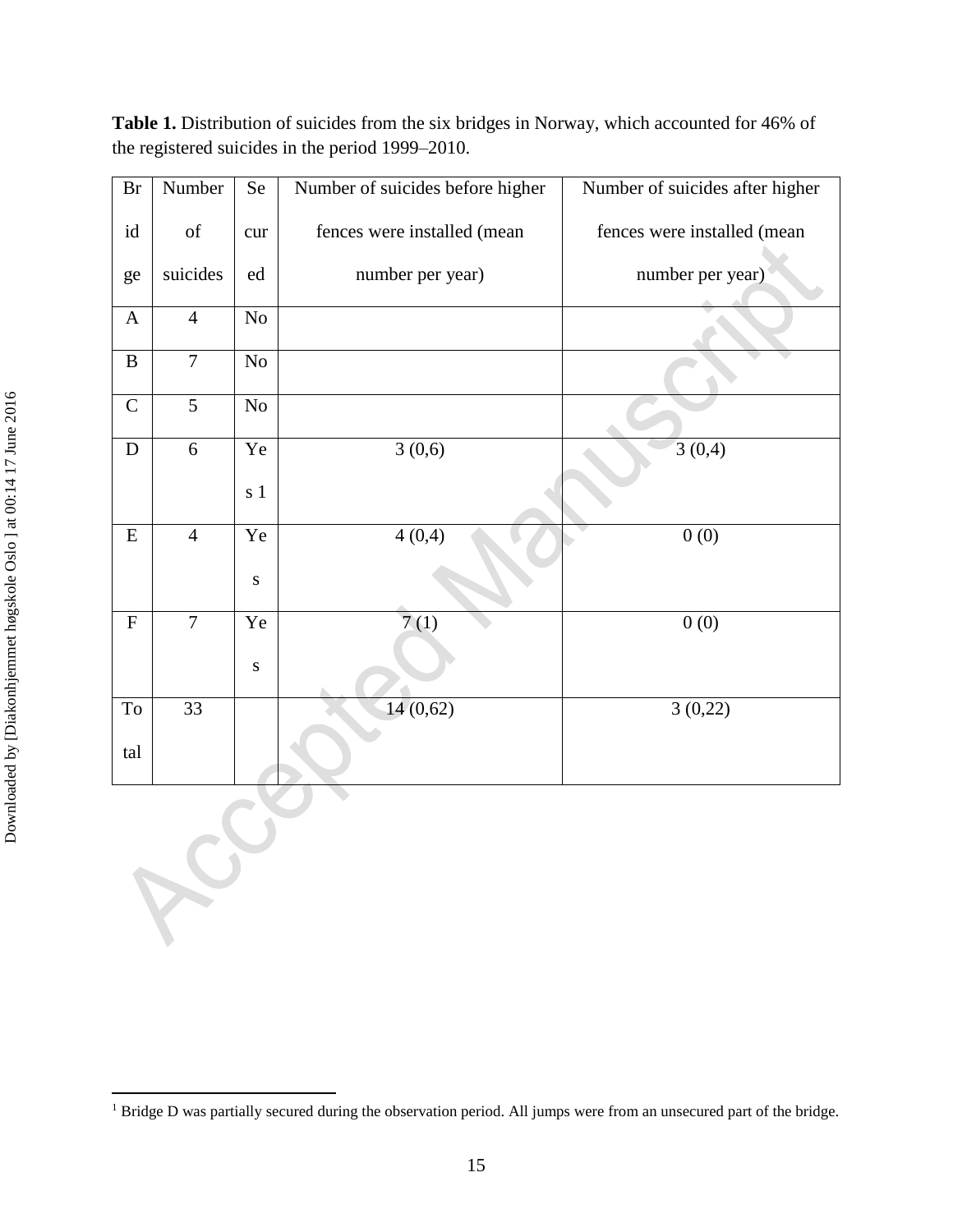**Table 1.** Distribution of suicides from the six bridges in Norway, which accounted for 46% of the registered suicides in the period 1999–2010.

| Bridge | Number of suicides | Secured | Number of suicides before higher fences were installed (mean number per year) | Number of suicides after higher fences were installed (mean number per year) |
|---|---|---|---|---|
| A | 4 | No | | |
| B | 7 | No | | |
| C | 5 | No | | |
| D | 6 | Yes [1] | 3 (0,6) | 3 (0,4) |
| E | 4 | Yes | 4 (0,4) | 0 (0) |
| F | 7 | Yes | 7 (1) | 0 (0) |
| Total | 33 | | 14 (0,62) | 3 (0,22) |

[1] Bridge D was partially secured during the observation period. All jumps were from an unsecured part of the bridge.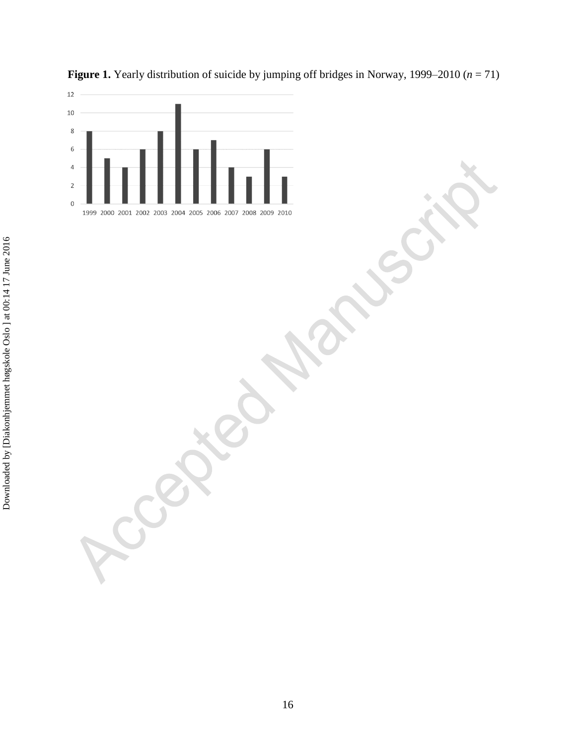**Figure 1.** Yearly distribution of suicide by jumping off bridges in Norway, 1999–2010 (*n* = 71)

| Year | Count |
|---|---|
| 1999 | 8 |
| 2000 | 5 |
| 2001 | 4 |
| 2002 | 6 |
| 2003 | 8 |
| 2004 | 11 |
| 2005 | 6 |
| 2006 | 7 |
| 2007 | 4 |
| 2008 | 3 |
| 2009 | 6 |
| 2010 | 3 |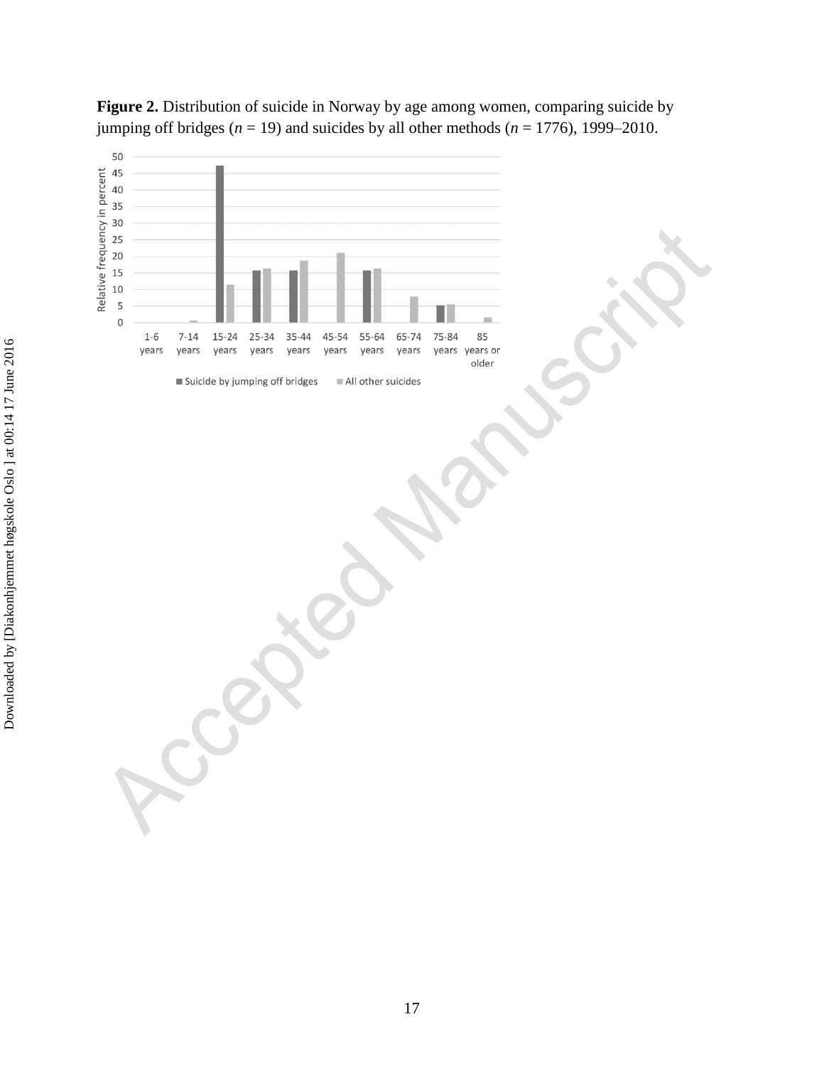**Figure 2.** Distribution of suicide in Norway by age among women, comparing suicide by jumping off bridges ($n$ = 19) and suicides by all other methods ($n$ = 1776), 1999–2010.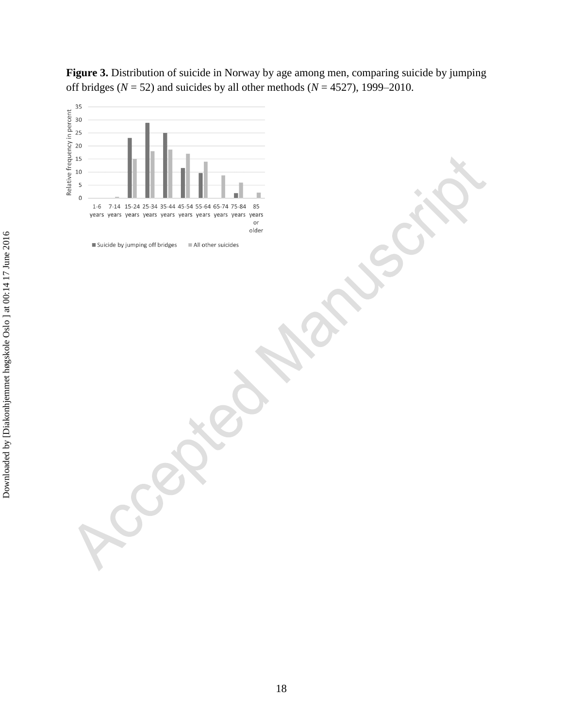**Figure 3.** Distribution of suicide in Norway by age among men, comparing suicide by jumping off bridges ($N$ = 52) and suicides by all other methods ($N$ = 4527), 1999–2010.

Relative frequency in percent

35
30
25
20
15
10
5
0

1-6 years
7-14 years
15-24 years
25-34 years
35-44 years
45-54 years
55-64 years
65-74 years
75-84 years
85 years or older

Suicide by jumping off bridges
All other suicides